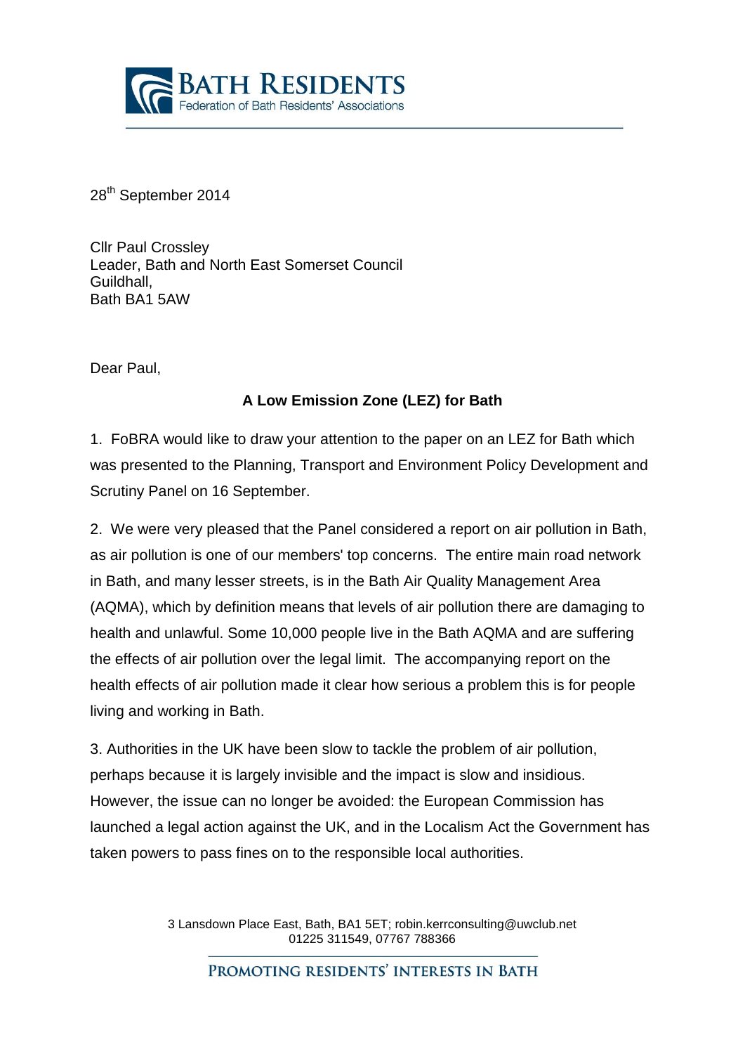**BATH RESIDENTS**
Federation of Bath Residents' Associations

28th September 2014

Cllr Paul Crossley
Leader, Bath and North East Somerset Council
Guildhall,
Bath BA1 5AW

Dear Paul,

**A Low Emission Zone (LEZ) for Bath**

1. FoBRA would like to draw your attention to the paper on an LEZ for Bath which was presented to the Planning, Transport and Environment Policy Development and Scrutiny Panel on 16 September.

2. We were very pleased that the Panel considered a report on air pollution in Bath, as air pollution is one of our members' top concerns. The entire main road network in Bath, and many lesser streets, is in the Bath Air Quality Management Area (AQMA), which by definition means that levels of air pollution there are damaging to health and unlawful. Some 10,000 people live in the Bath AQMA and are suffering the effects of air pollution over the legal limit. The accompanying report on the health effects of air pollution made it clear how serious a problem this is for people living and working in Bath.

3. Authorities in the UK have been slow to tackle the problem of air pollution, perhaps because it is largely invisible and the impact is slow and insidious. However, the issue can no longer be avoided: the European Commission has launched a legal action against the UK, and in the Localism Act the Government has taken powers to pass fines on to the responsible local authorities.

3 Lansdown Place East, Bath, BA1 5ET; robin.kerrconsulting@uwclub.net
01225 311549, 07767 788366

PROMOTING RESIDENTS' INTERESTS IN BATH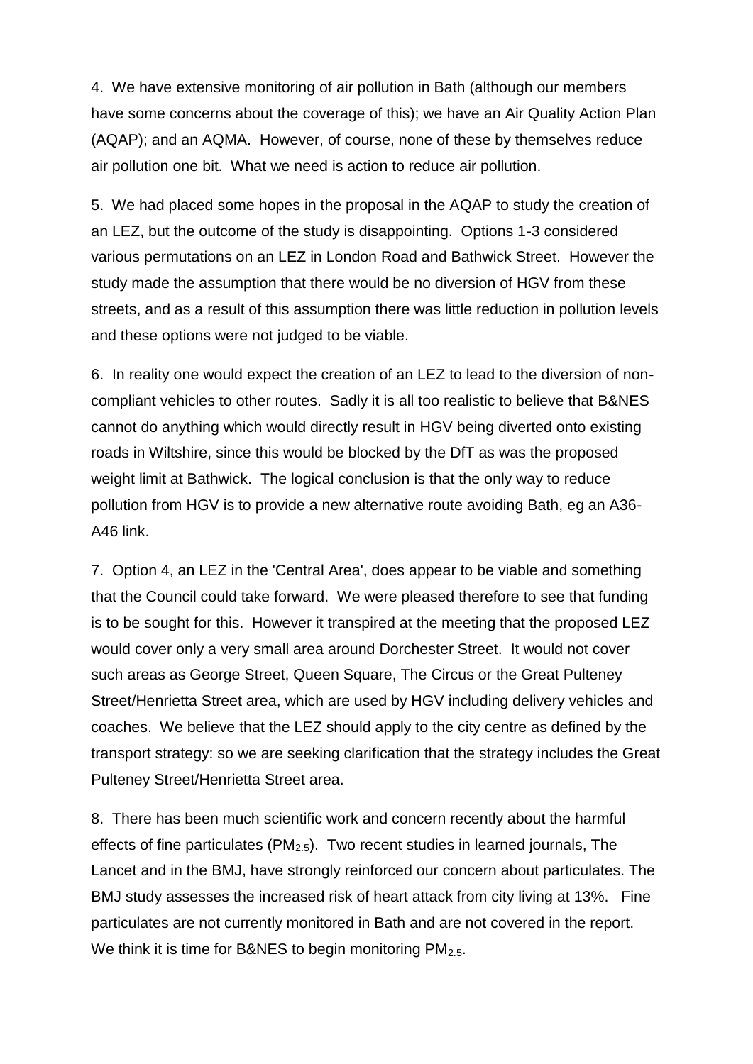4. We have extensive monitoring of air pollution in Bath (although our members have some concerns about the coverage of this); we have an Air Quality Action Plan (AQAP); and an AQMA. However, of course, none of these by themselves reduce air pollution one bit. What we need is action to reduce air pollution.

5. We had placed some hopes in the proposal in the AQAP to study the creation of an LEZ, but the outcome of the study is disappointing. Options 1-3 considered various permutations on an LEZ in London Road and Bathwick Street. However the study made the assumption that there would be no diversion of HGV from these streets, and as a result of this assumption there was little reduction in pollution levels and these options were not judged to be viable.

6. In reality one would expect the creation of an LEZ to lead to the diversion of non-compliant vehicles to other routes. Sadly it is all too realistic to believe that B&NES cannot do anything which would directly result in HGV being diverted onto existing roads in Wiltshire, since this would be blocked by the DfT as was the proposed weight limit at Bathwick. The logical conclusion is that the only way to reduce pollution from HGV is to provide a new alternative route avoiding Bath, eg an A36-A46 link.

7. Option 4, an LEZ in the 'Central Area', does appear to be viable and something that the Council could take forward. We were pleased therefore to see that funding is to be sought for this. However it transpired at the meeting that the proposed LEZ would cover only a very small area around Dorchester Street. It would not cover such areas as George Street, Queen Square, The Circus or the Great Pulteney Street/Henrietta Street area, which are used by HGV including delivery vehicles and coaches. We believe that the LEZ should apply to the city centre as defined by the transport strategy: so we are seeking clarification that the strategy includes the Great Pulteney Street/Henrietta Street area.

8. There has been much scientific work and concern recently about the harmful effects of fine particulates ($PM_{2.5}$). Two recent studies in learned journals, The Lancet and in the BMJ, have strongly reinforced our concern about particulates. The BMJ study assesses the increased risk of heart attack from city living at 13%. Fine particulates are not currently monitored in Bath and are not covered in the report. We think it is time for B&NES to begin monitoring $PM_{2.5}$.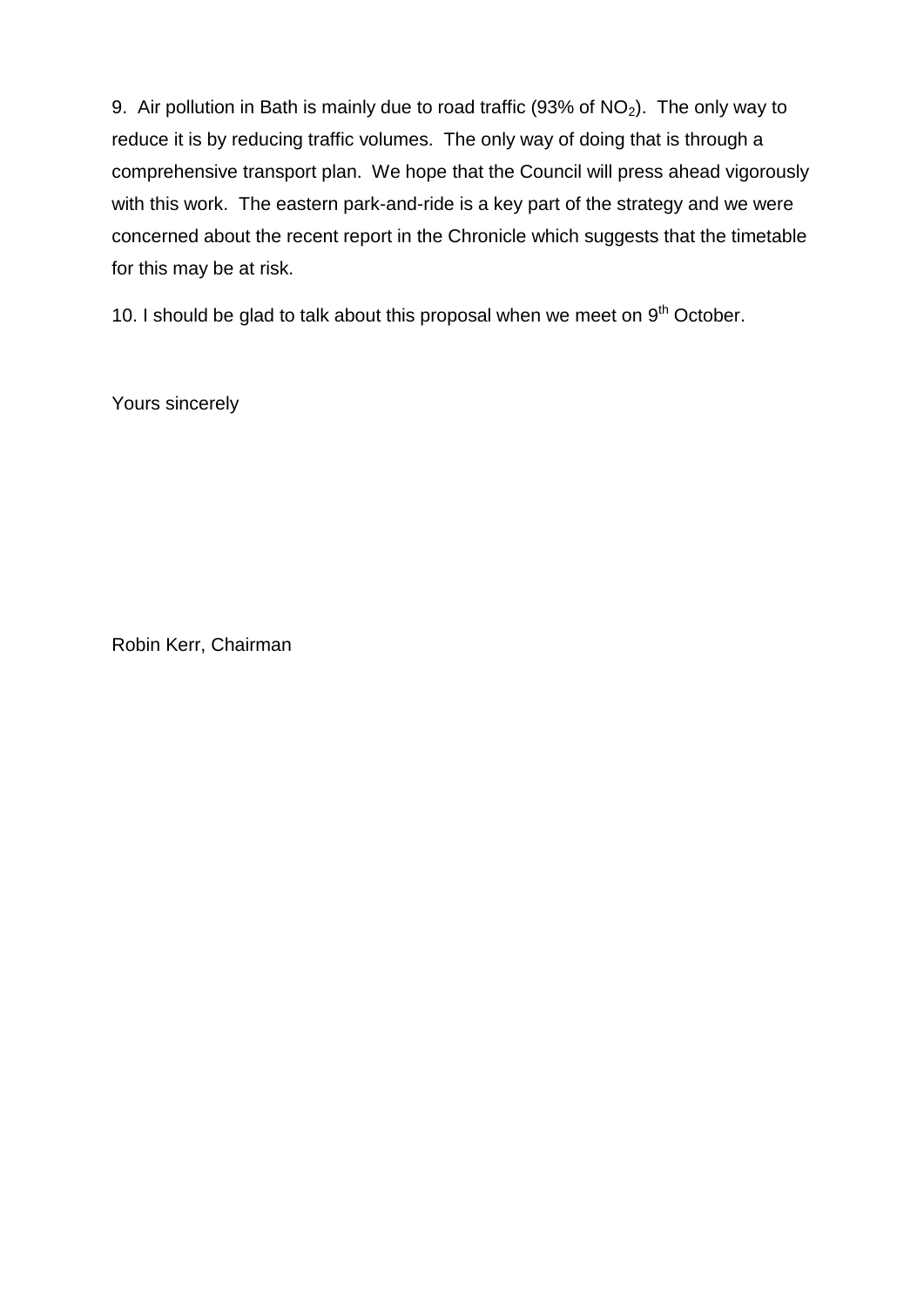9. Air pollution in Bath is mainly due to road traffic (93% of $NO_2$). The only way to reduce it is by reducing traffic volumes. The only way of doing that is through a comprehensive transport plan. We hope that the Council will press ahead vigorously with this work. The eastern park-and-ride is a key part of the strategy and we were concerned about the recent report in the Chronicle which suggests that the timetable for this may be at risk.

10. I should be glad to talk about this proposal when we meet on 9th October.

Yours sincerely

Robin Kerr, Chairman